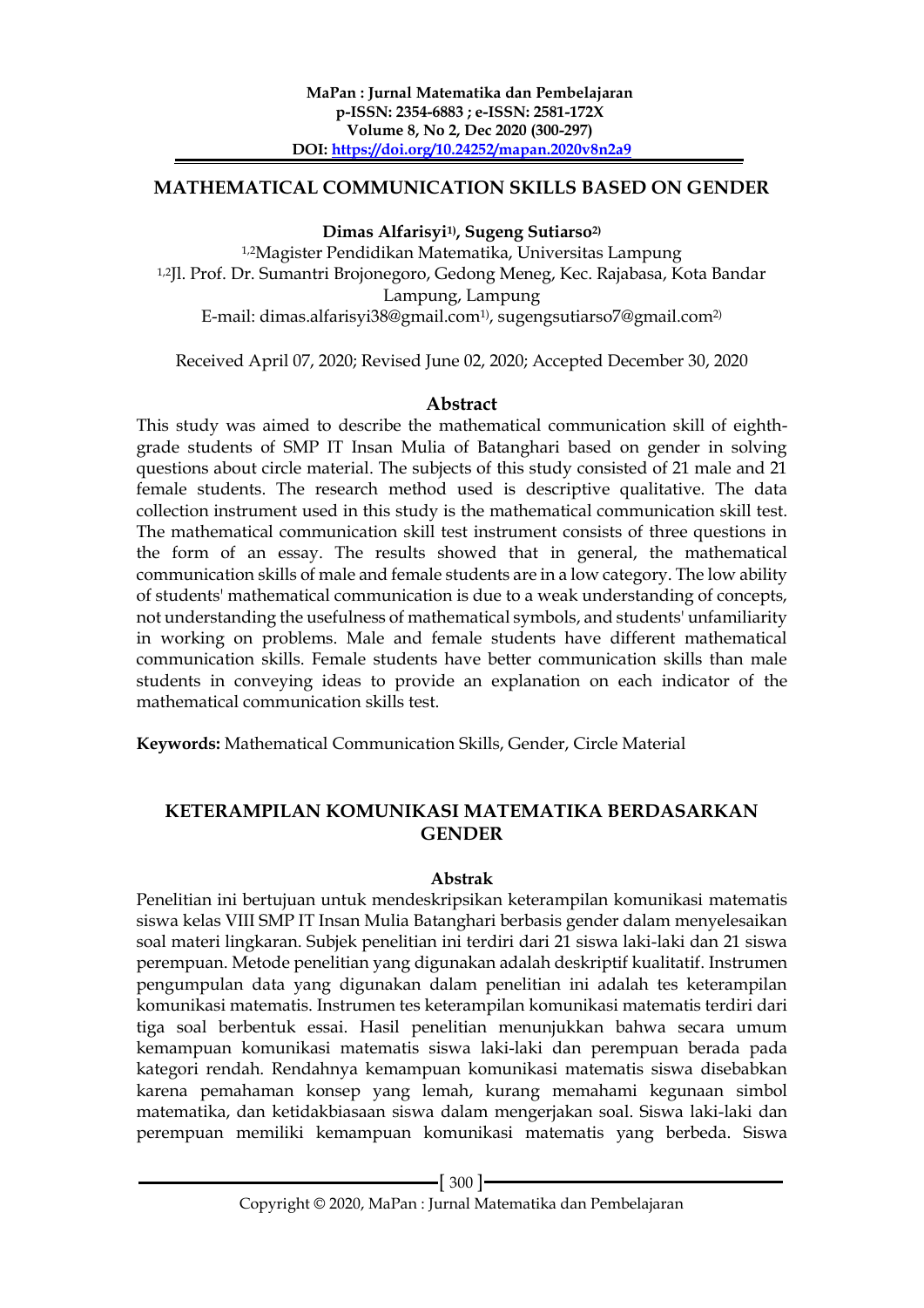# MATHEMATICAL COMMUNICATION SKILLS BASED ON GENDER

**Dimas Alfarisyi[1)], Sugeng Sutiarso[2)]**

[1,2]Magister Pendidikan Matematika, Universitas Lampung
[1,2]Jl. Prof. Dr. Sumantri Brojonegoro, Gedong Meneg, Kec. Rajabasa, Kota Bandar Lampung, Lampung
E-mail: dimas.alfarisyi38@gmail.com[1)], sugengsutiarso7@gmail.com[2)]

Received April 07, 2020; Revised June 02, 2020; Accepted December 30, 2020

## Abstract

This study was aimed to describe the mathematical communication skill of eighth-grade students of SMP IT Insan Mulia of Batanghari based on gender in solving questions about circle material. The subjects of this study consisted of 21 male and 21 female students. The research method used is descriptive qualitative. The data collection instrument used in this study is the mathematical communication skill test. The mathematical communication skill test instrument consists of three questions in the form of an essay. The results showed that in general, the mathematical communication skills of male and female students are in a low category. The low ability of students' mathematical communication is due to a weak understanding of concepts, not understanding the usefulness of mathematical symbols, and students' unfamiliarity in working on problems. Male and female students have different mathematical communication skills. Female students have better communication skills than male students in conveying ideas to provide an explanation on each indicator of the mathematical communication skills test.

**Keywords:** Mathematical Communication Skills, Gender, Circle Material

# KETERAMPILAN KOMUNIKASI MATEMATIKA BERDASARKAN GENDER

## Abstrak

Penelitian ini bertujuan untuk mendeskripsikan keterampilan komunikasi matematis siswa kelas VIII SMP IT Insan Mulia Batanghari berbasis gender dalam menyelesaikan soal materi lingkaran. Subjek penelitian ini terdiri dari 21 siswa laki-laki dan 21 siswa perempuan. Metode penelitian yang digunakan adalah deskriptif kualitatif. Instrumen pengumpulan data yang digunakan dalam penelitian ini adalah tes keterampilan komunikasi matematis. Instrumen tes keterampilan komunikasi matematis terdiri dari tiga soal berbentuk essai. Hasil penelitian menunjukkan bahwa secara umum kemampuan komunikasi matematis siswa laki-laki dan perempuan berada pada kategori rendah. Rendahnya kemampuan komunikasi matematis siswa disebabkan karena pemahaman konsep yang lemah, kurang memahami kegunaan simbol matematika, dan ketidakbiasaan siswa dalam mengerjakan soal. Siswa laki-laki dan perempuan memiliki kemampuan komunikasi matematis yang berbeda. Siswa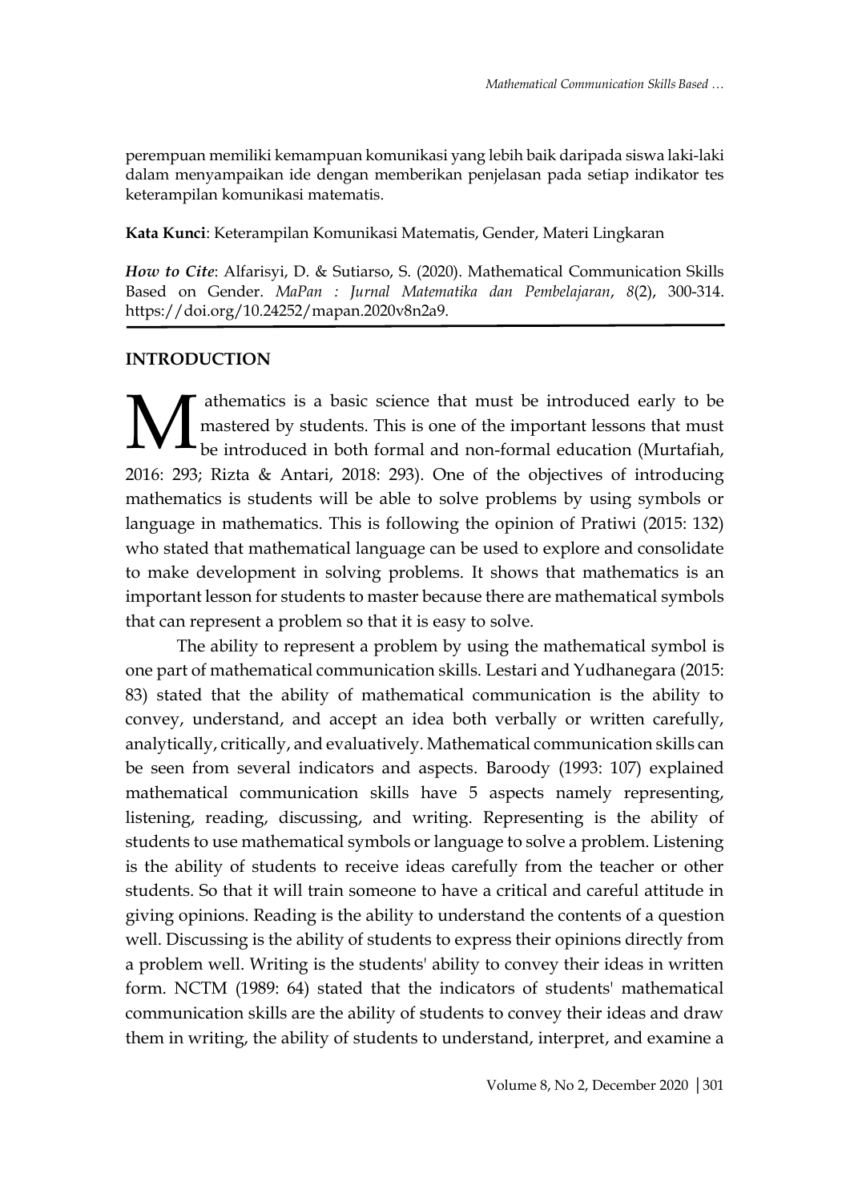perempuan memiliki kemampuan komunikasi yang lebih baik daripada siswa laki-laki dalam menyampaikan ide dengan memberikan penjelasan pada setiap indikator tes keterampilan komunikasi matematis.

**Kata Kunci**: Keterampilan Komunikasi Matematis, Gender, Materi Lingkaran

***How to Cite***: Alfarisyi, D. & Sutiarso, S. (2020). Mathematical Communication Skills Based on Gender. *MaPan : Jurnal Matematika dan Pembelajaran*, *8*(2), 300-314. https://doi.org/10.24252/mapan.2020v8n2a9.

## INTRODUCTION

Mathematics is a basic science that must be introduced early to be mastered by students. This is one of the important lessons that must be introduced in both formal and non-formal education (Murtafiah, 2016: 293; Rizta & Antari, 2018: 293). One of the objectives of introducing mathematics is students will be able to solve problems by using symbols or language in mathematics. This is following the opinion of Pratiwi (2015: 132) who stated that mathematical language can be used to explore and consolidate to make development in solving problems. It shows that mathematics is an important lesson for students to master because there are mathematical symbols that can represent a problem so that it is easy to solve.

The ability to represent a problem by using the mathematical symbol is one part of mathematical communication skills. Lestari and Yudhanegara (2015: 83) stated that the ability of mathematical communication is the ability to convey, understand, and accept an idea both verbally or written carefully, analytically, critically, and evaluatively. Mathematical communication skills can be seen from several indicators and aspects. Baroody (1993: 107) explained mathematical communication skills have 5 aspects namely representing, listening, reading, discussing, and writing. Representing is the ability of students to use mathematical symbols or language to solve a problem. Listening is the ability of students to receive ideas carefully from the teacher or other students. So that it will train someone to have a critical and careful attitude in giving opinions. Reading is the ability to understand the contents of a question well. Discussing is the ability of students to express their opinions directly from a problem well. Writing is the students' ability to convey their ideas in written form. NCTM (1989: 64) stated that the indicators of students' mathematical communication skills are the ability of students to convey their ideas and draw them in writing, the ability of students to understand, interpret, and examine a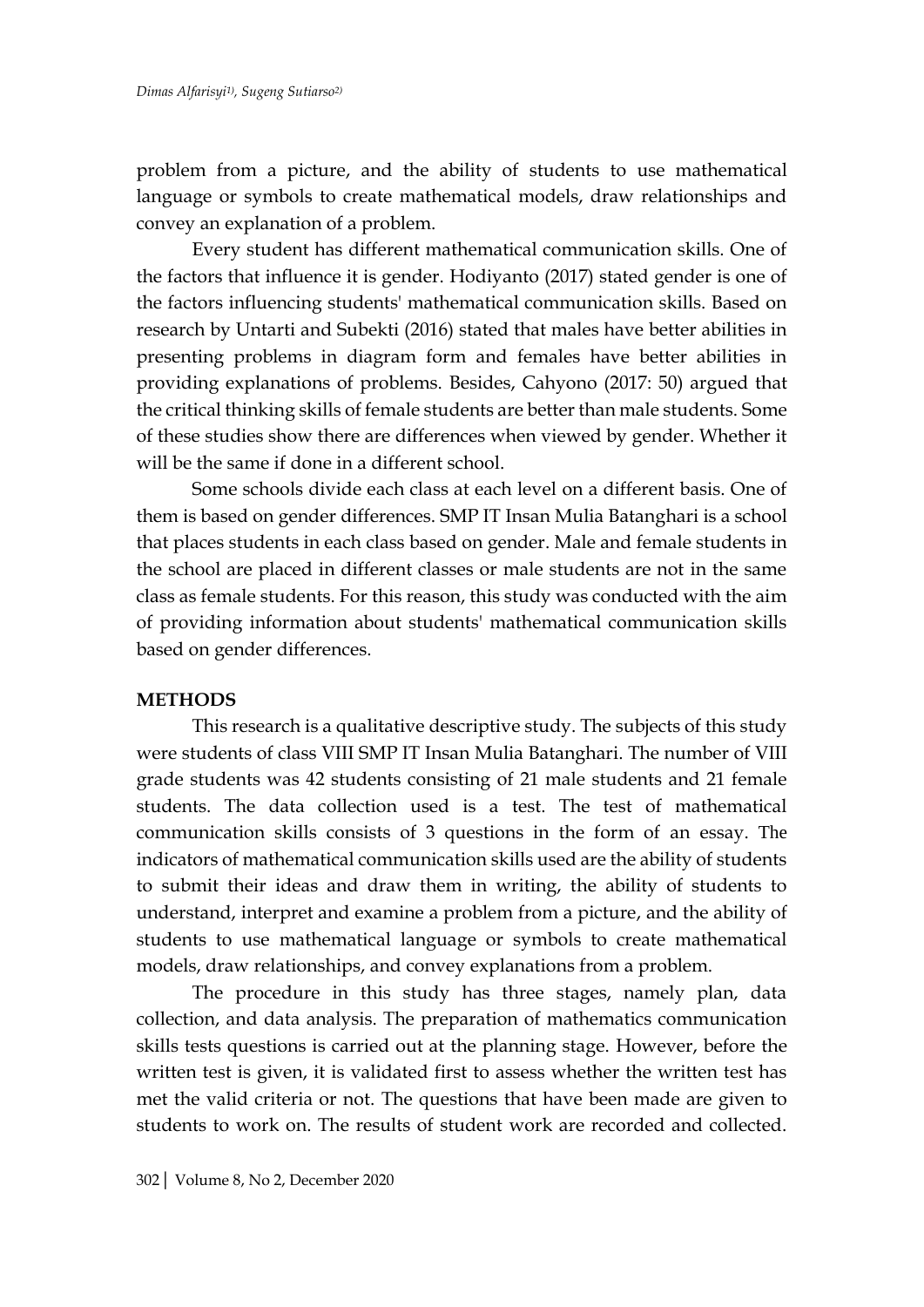problem from a picture, and the ability of students to use mathematical language or symbols to create mathematical models, draw relationships and convey an explanation of a problem.

Every student has different mathematical communication skills. One of the factors that influence it is gender. Hodiyanto (2017) stated gender is one of the factors influencing students' mathematical communication skills. Based on research by Untarti and Subekti (2016) stated that males have better abilities in presenting problems in diagram form and females have better abilities in providing explanations of problems. Besides, Cahyono (2017: 50) argued that the critical thinking skills of female students are better than male students. Some of these studies show there are differences when viewed by gender. Whether it will be the same if done in a different school.

Some schools divide each class at each level on a different basis. One of them is based on gender differences. SMP IT Insan Mulia Batanghari is a school that places students in each class based on gender. Male and female students in the school are placed in different classes or male students are not in the same class as female students. For this reason, this study was conducted with the aim of providing information about students' mathematical communication skills based on gender differences.

## METHODS

This research is a qualitative descriptive study. The subjects of this study were students of class VIII SMP IT Insan Mulia Batanghari. The number of VIII grade students was 42 students consisting of 21 male students and 21 female students. The data collection used is a test. The test of mathematical communication skills consists of 3 questions in the form of an essay. The indicators of mathematical communication skills used are the ability of students to submit their ideas and draw them in writing, the ability of students to understand, interpret and examine a problem from a picture, and the ability of students to use mathematical language or symbols to create mathematical models, draw relationships, and convey explanations from a problem.

The procedure in this study has three stages, namely plan, data collection, and data analysis. The preparation of mathematics communication skills tests questions is carried out at the planning stage. However, before the written test is given, it is validated first to assess whether the written test has met the valid criteria or not. The questions that have been made are given to students to work on. The results of student work are recorded and collected.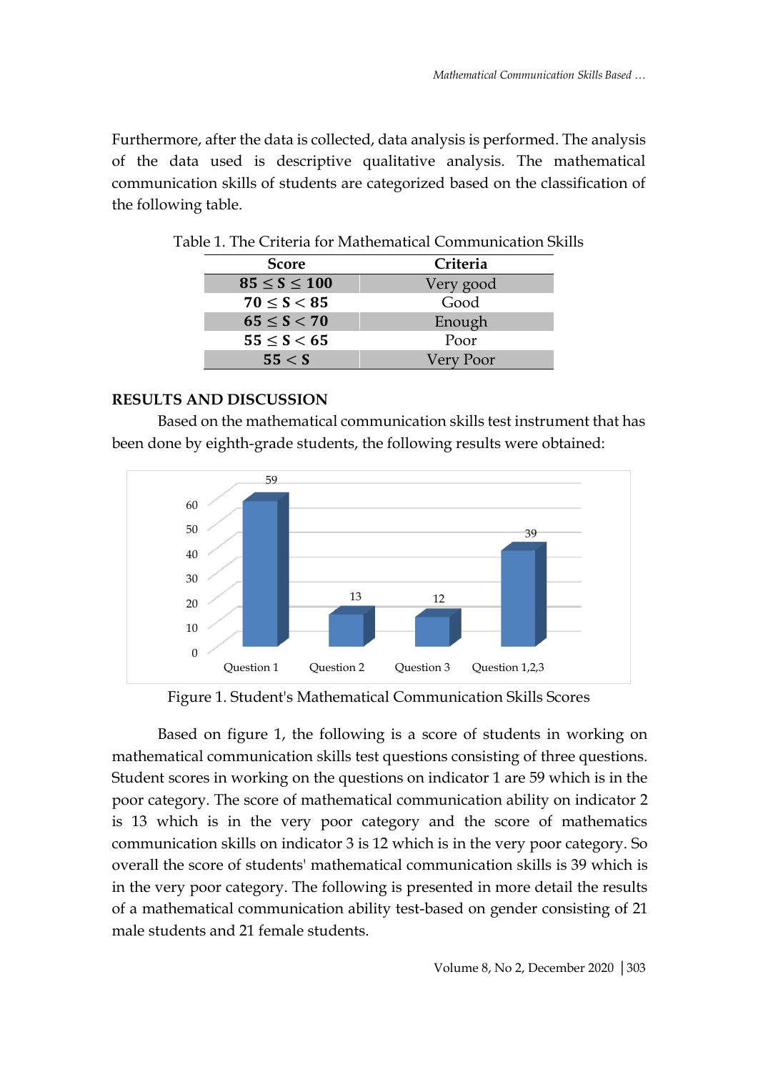Furthermore, after the data is collected, data analysis is performed. The analysis of the data used is descriptive qualitative analysis. The mathematical communication skills of students are categorized based on the classification of the following table.

Table 1. The Criteria for Mathematical Communication Skills

| Score | Criteria |
|---|---|
| $85 \leq S \leq 100$ | Very good |
| $70 \leq S < 85$ | Good |
| $65 \leq S < 70$ | Enough |
| $55 \leq S < 65$ | Poor |
| $55 < S$ | Very Poor |

## RESULTS AND DISCUSSION

Based on the mathematical communication skills test instrument that has been done by eighth-grade students, the following results were obtained:

Figure 1. Student's Mathematical Communication Skills Scores

Based on figure 1, the following is a score of students in working on mathematical communication skills test questions consisting of three questions. Student scores in working on the questions on indicator 1 are 59 which is in the poor category. The score of mathematical communication ability on indicator 2 is 13 which is in the very poor category and the score of mathematics communication skills on indicator 3 is 12 which is in the very poor category. So overall the score of students' mathematical communication skills is 39 which is in the very poor category. The following is presented in more detail the results of a mathematical communication ability test-based on gender consisting of 21 male students and 21 female students.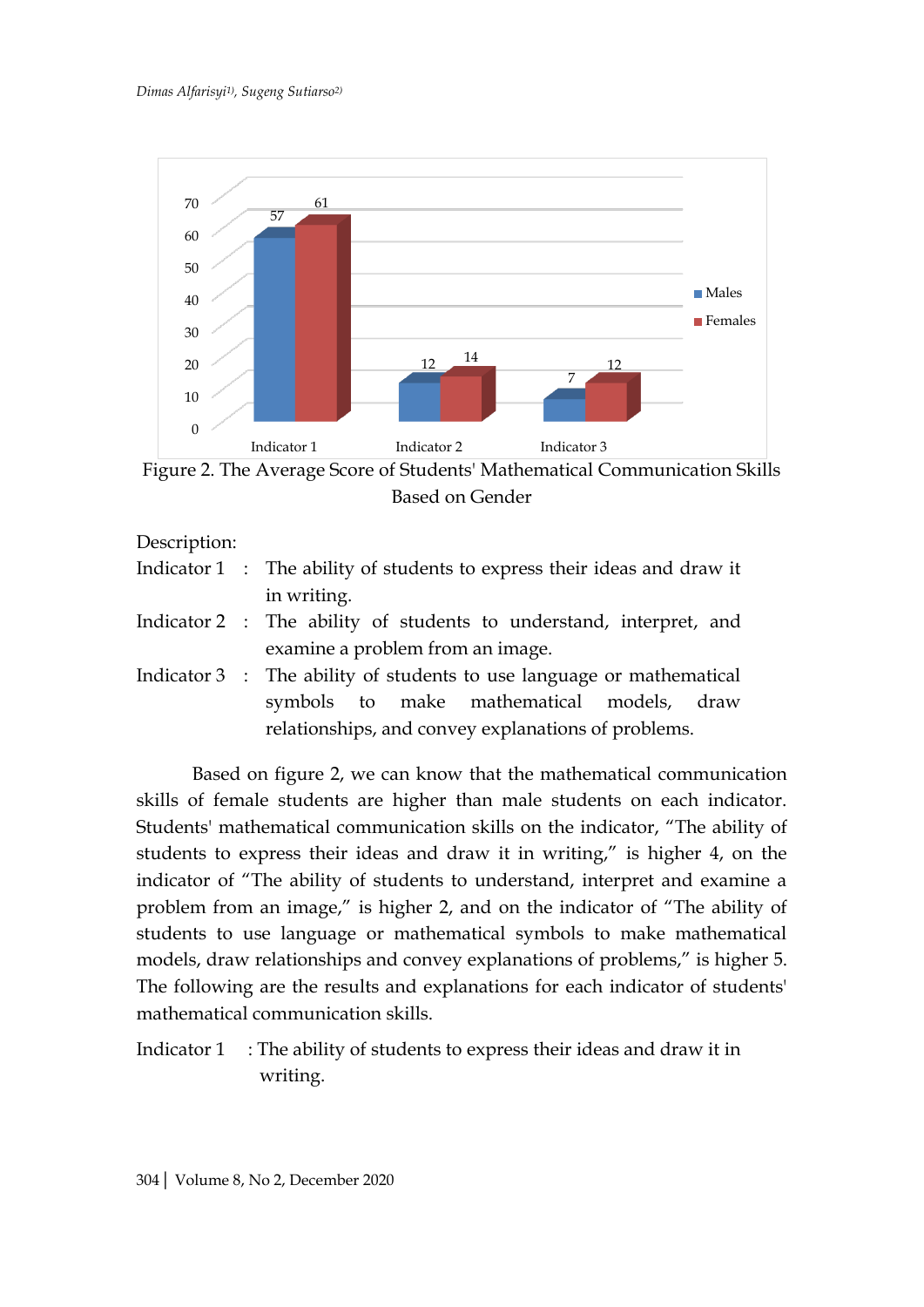| | Males | Females |
|---|---|---|
| Indicator 1 | 57 | 61 |
| Indicator 2 | 12 | 14 |
| Indicator 3 | 7 | 12 |

Figure 2. The Average Score of Students' Mathematical Communication Skills Based on Gender

Description:

Indicator 1 : The ability of students to express their ideas and draw it in writing.

Indicator 2 : The ability of students to understand, interpret, and examine a problem from an image.

Indicator 3 : The ability of students to use language or mathematical symbols to make mathematical models, draw relationships, and convey explanations of problems.

Based on figure 2, we can know that the mathematical communication skills of female students are higher than male students on each indicator. Students' mathematical communication skills on the indicator, "The ability of students to express their ideas and draw it in writing," is higher 4, on the indicator of "The ability of students to understand, interpret and examine a problem from an image," is higher 2, and on the indicator of "The ability of students to use language or mathematical symbols to make mathematical models, draw relationships and convey explanations of problems," is higher 5. The following are the results and explanations for each indicator of students' mathematical communication skills.

Indicator 1 : The ability of students to express their ideas and draw it in writing.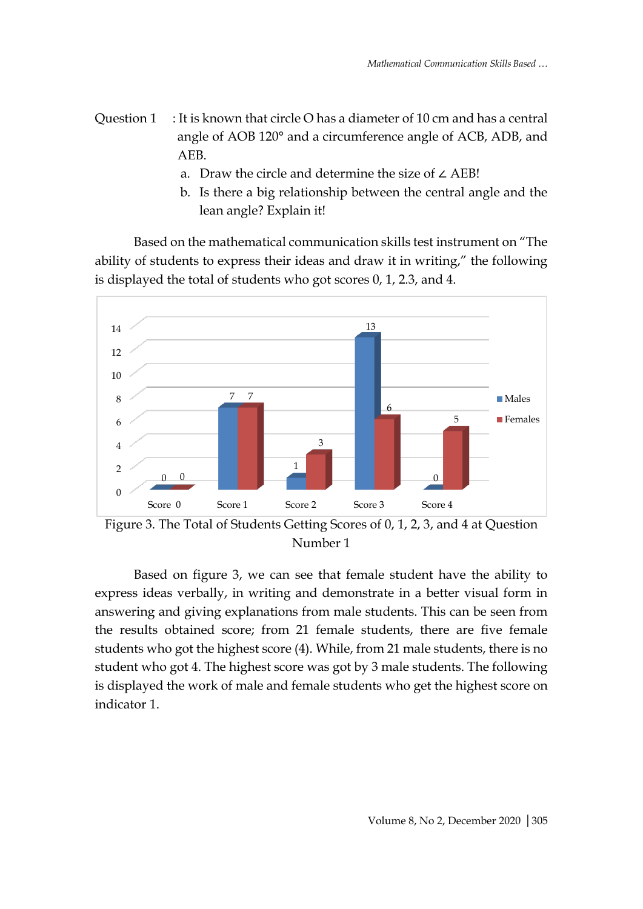Question 1 : It is known that circle O has a diameter of 10 cm and has a central angle of AOB 120° and a circumference angle of ACB, ADB, and AEB.

a. Draw the circle and determine the size of ∠ AEB!
b. Is there a big relationship between the central angle and the lean angle? Explain it!

Based on the mathematical communication skills test instrument on "The ability of students to express their ideas and draw it in writing," the following is displayed the total of students who got scores 0, 1, 2.3, and 4.

| | Score 0 | Score 1 | Score 2 | Score 3 | Score 4 |
|---|---|---|---|---|---|
| Males | 0 | 7 | 1 | 13 | 0 |
| Females | 0 | 7 | 3 | 6 | 5 |

Figure 3. The Total of Students Getting Scores of 0, 1, 2, 3, and 4 at Question Number 1

Based on figure 3, we can see that female student have the ability to express ideas verbally, in writing and demonstrate in a better visual form in answering and giving explanations from male students. This can be seen from the results obtained score; from 21 female students, there are five female students who got the highest score (4). While, from 21 male students, there is no student who got 4. The highest score was got by 3 male students. The following is displayed the work of male and female students who get the highest score on indicator 1.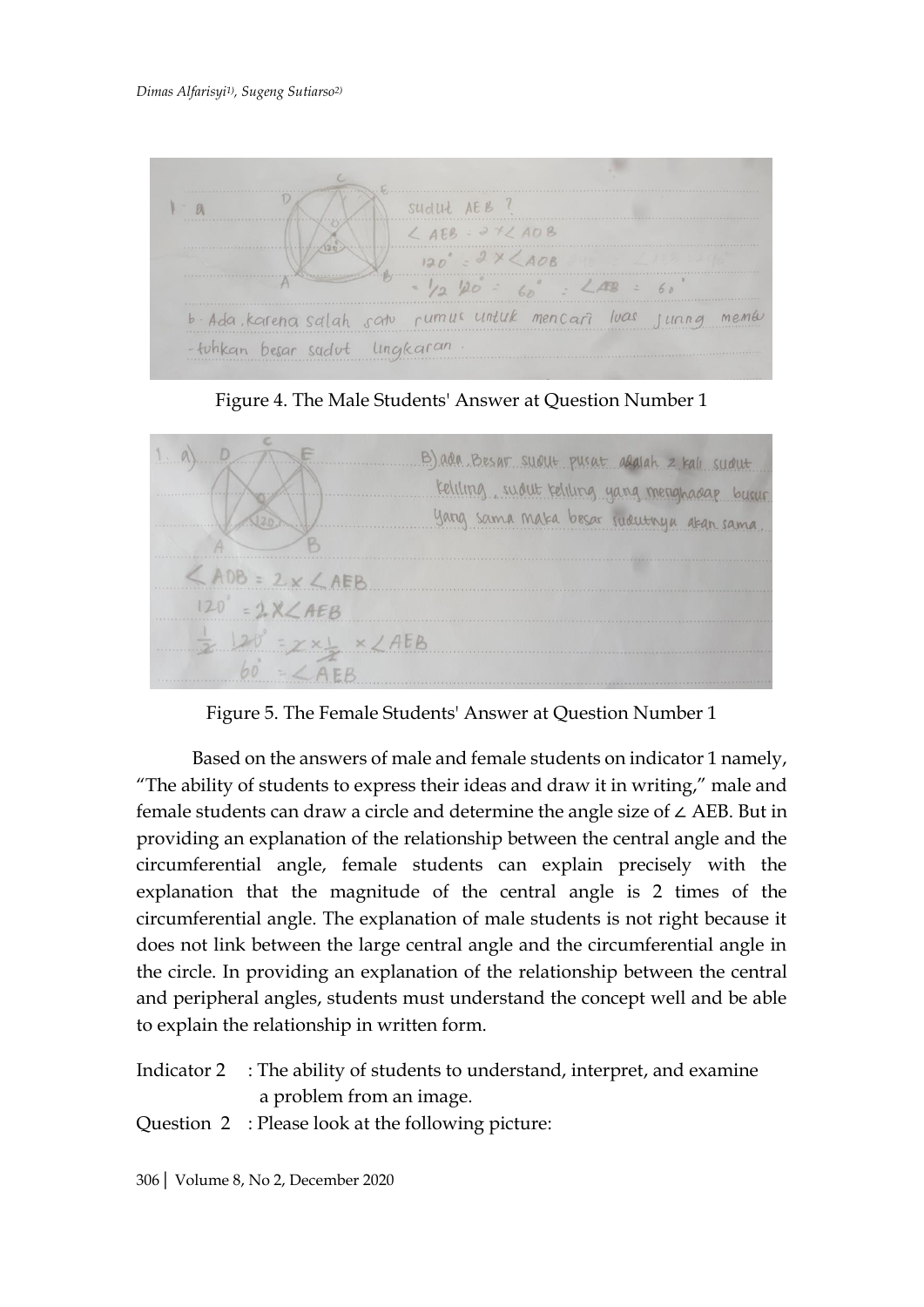Figure 4. The Male Students' Answer at Question Number 1

Figure 5. The Female Students' Answer at Question Number 1

Based on the answers of male and female students on indicator 1 namely, "The ability of students to express their ideas and draw it in writing," male and female students can draw a circle and determine the angle size of ∠ AEB. But in providing an explanation of the relationship between the central angle and the circumferential angle, female students can explain precisely with the explanation that the magnitude of the central angle is 2 times of the circumferential angle. The explanation of male students is not right because it does not link between the large central angle and the circumferential angle in the circle. In providing an explanation of the relationship between the central and peripheral angles, students must understand the concept well and be able to explain the relationship in written form.

Indicator 2 : The ability of students to understand, interpret, and examine a problem from an image.

Question 2 : Please look at the following picture: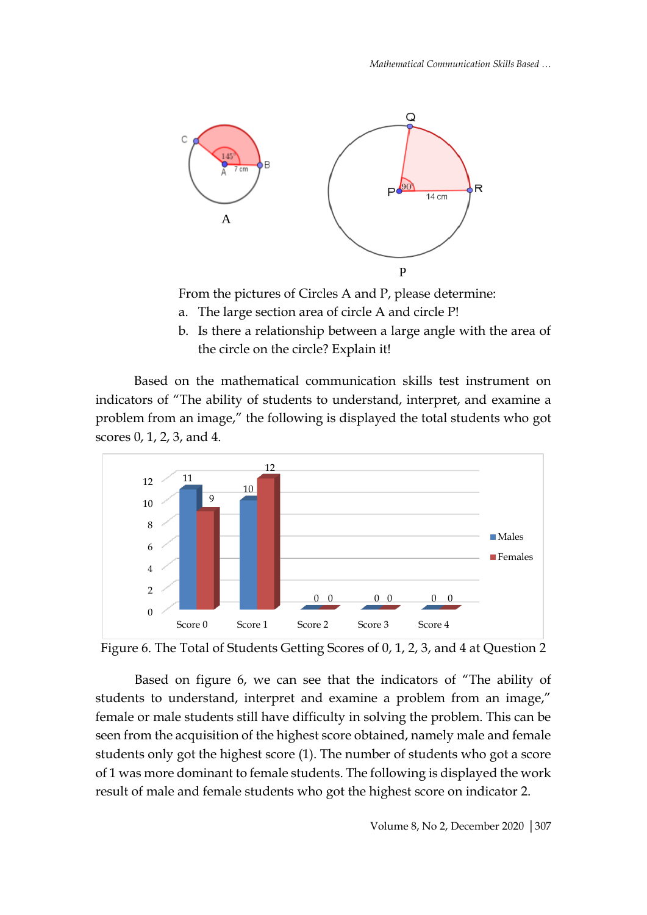From the pictures of Circles A and P, please determine:

a. The large section area of circle A and circle P!
b. Is there a relationship between a large angle with the area of the circle on the circle? Explain it!

Based on the mathematical communication skills test instrument on indicators of "The ability of students to understand, interpret, and examine a problem from an image," the following is displayed the total students who got scores 0, 1, 2, 3, and 4.

| | Score 0 | Score 1 | Score 2 | Score 3 | Score 4 |
|---|---|---|---|---|---|
| Males | 11 | 10 | 0 | 0 | 0 |
| Females | 9 | 12 | 0 | 0 | 0 |

Figure 6. The Total of Students Getting Scores of 0, 1, 2, 3, and 4 at Question 2

Based on figure 6, we can see that the indicators of "The ability of students to understand, interpret and examine a problem from an image," female or male students still have difficulty in solving the problem. This can be seen from the acquisition of the highest score obtained, namely male and female students only got the highest score (1). The number of students who got a score of 1 was more dominant to female students. The following is displayed the work result of male and female students who got the highest score on indicator 2.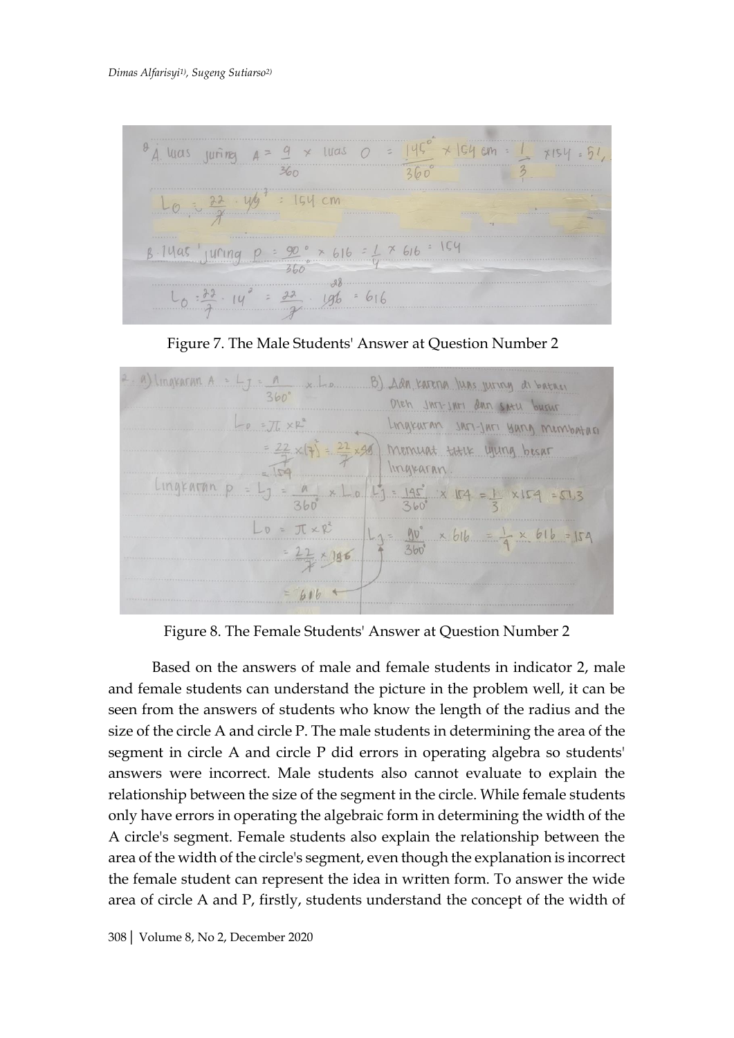Figure 7. The Male Students' Answer at Question Number 2

Figure 8. The Female Students' Answer at Question Number 2

Based on the answers of male and female students in indicator 2, male and female students can understand the picture in the problem well, it can be seen from the answers of students who know the length of the radius and the size of the circle A and circle P. The male students in determining the area of the segment in circle A and circle P did errors in operating algebra so students' answers were incorrect. Male students also cannot evaluate to explain the relationship between the size of the segment in the circle. While female students only have errors in operating the algebraic form in determining the width of the A circle's segment. Female students also explain the relationship between the area of the width of the circle's segment, even though the explanation is incorrect the female student can represent the idea in written form. To answer the wide area of circle A and P, firstly, students understand the concept of the width of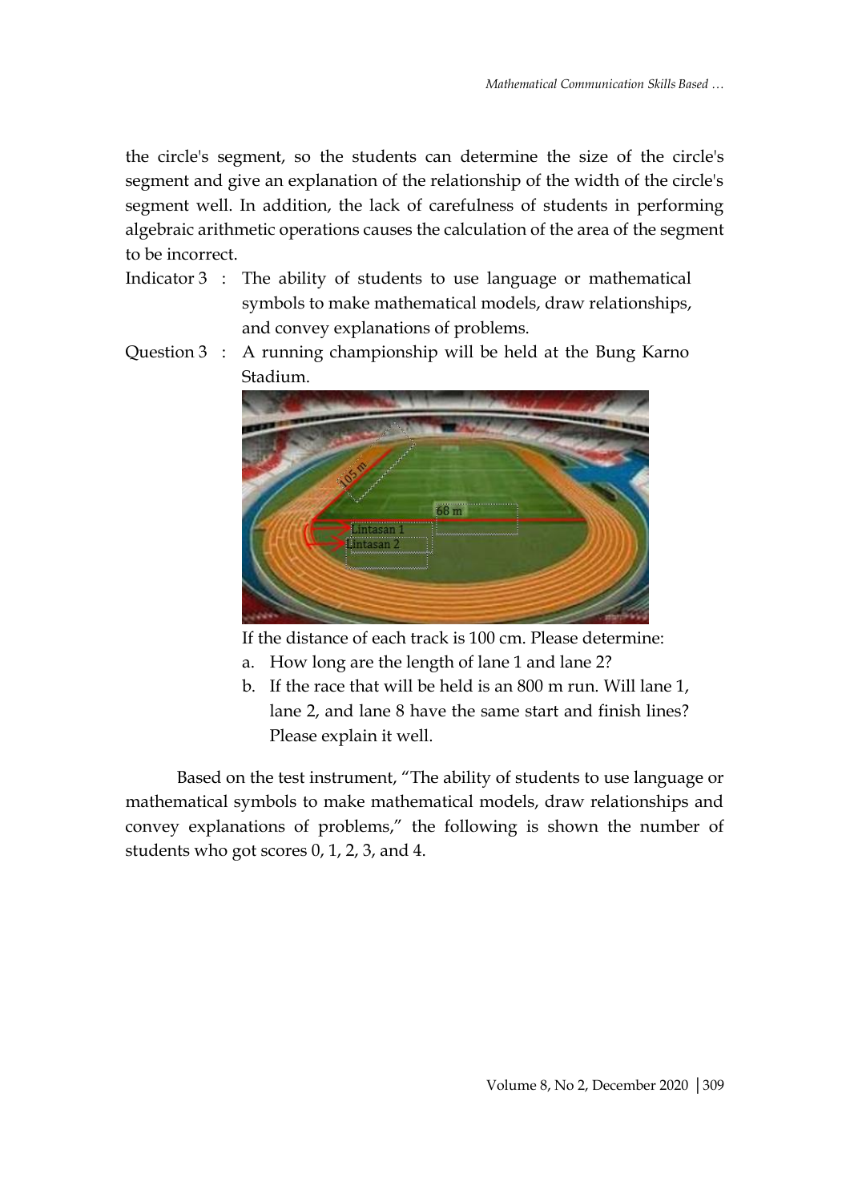the circle's segment, so the students can determine the size of the circle's segment and give an explanation of the relationship of the width of the circle's segment well. In addition, the lack of carefulness of students in performing algebraic arithmetic operations causes the calculation of the area of the segment to be incorrect.

Indicator 3 : The ability of students to use language or mathematical symbols to make mathematical models, draw relationships, and convey explanations of problems.

Question 3 : A running championship will be held at the Bung Karno Stadium.

If the distance of each track is 100 cm. Please determine:

a. How long are the length of lane 1 and lane 2?
b. If the race that will be held is an 800 m run. Will lane 1, lane 2, and lane 8 have the same start and finish lines? Please explain it well.

Based on the test instrument, "The ability of students to use language or mathematical symbols to make mathematical models, draw relationships and convey explanations of problems," the following is shown the number of students who got scores 0, 1, 2, 3, and 4.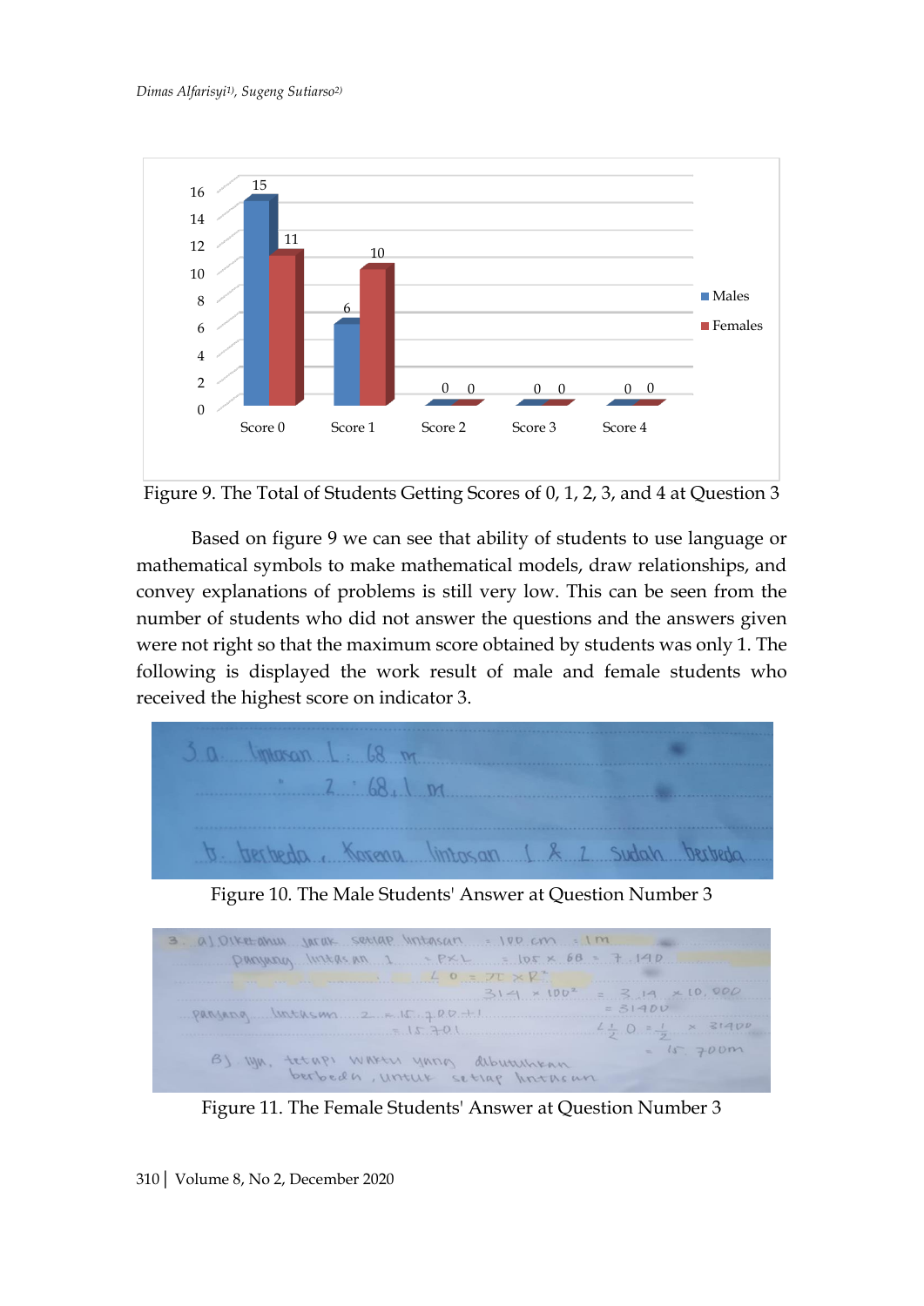Figure 9. The Total of Students Getting Scores of 0, 1, 2, 3, and 4 at Question 3

Based on figure 9 we can see that ability of students to use language or mathematical symbols to make mathematical models, draw relationships, and convey explanations of problems is still very low. This can be seen from the number of students who did not answer the questions and the answers given were not right so that the maximum score obtained by students was only 1. The following is displayed the work result of male and female students who received the highest score on indicator 3.

Figure 10. The Male Students' Answer at Question Number 3

Figure 11. The Female Students' Answer at Question Number 3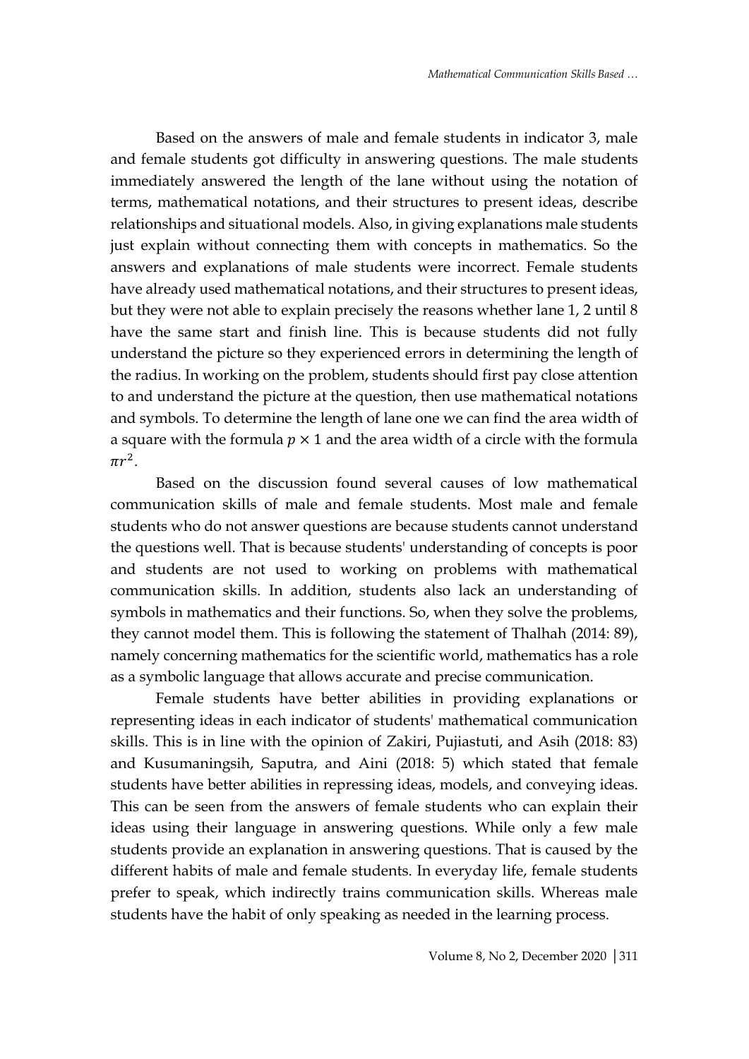Based on the answers of male and female students in indicator 3, male and female students got difficulty in answering questions. The male students immediately answered the length of the lane without using the notation of terms, mathematical notations, and their structures to present ideas, describe relationships and situational models. Also, in giving explanations male students just explain without connecting them with concepts in mathematics. So the answers and explanations of male students were incorrect. Female students have already used mathematical notations, and their structures to present ideas, but they were not able to explain precisely the reasons whether lane 1, 2 until 8 have the same start and finish line. This is because students did not fully understand the picture so they experienced errors in determining the length of the radius. In working on the problem, students should first pay close attention to and understand the picture at the question, then use mathematical notations and symbols. To determine the length of lane one we can find the area width of a square with the formula $p \times 1$ and the area width of a circle with the formula $\pi r^2$.

Based on the discussion found several causes of low mathematical communication skills of male and female students. Most male and female students who do not answer questions are because students cannot understand the questions well. That is because students' understanding of concepts is poor and students are not used to working on problems with mathematical communication skills. In addition, students also lack an understanding of symbols in mathematics and their functions. So, when they solve the problems, they cannot model them. This is following the statement of Thalhah (2014: 89), namely concerning mathematics for the scientific world, mathematics has a role as a symbolic language that allows accurate and precise communication.

Female students have better abilities in providing explanations or representing ideas in each indicator of students' mathematical communication skills. This is in line with the opinion of Zakiri, Pujiastuti, and Asih (2018: 83) and Kusumaningsih, Saputra, and Aini (2018: 5) which stated that female students have better abilities in repressing ideas, models, and conveying ideas. This can be seen from the answers of female students who can explain their ideas using their language in answering questions. While only a few male students provide an explanation in answering questions. That is caused by the different habits of male and female students. In everyday life, female students prefer to speak, which indirectly trains communication skills. Whereas male students have the habit of only speaking as needed in the learning process.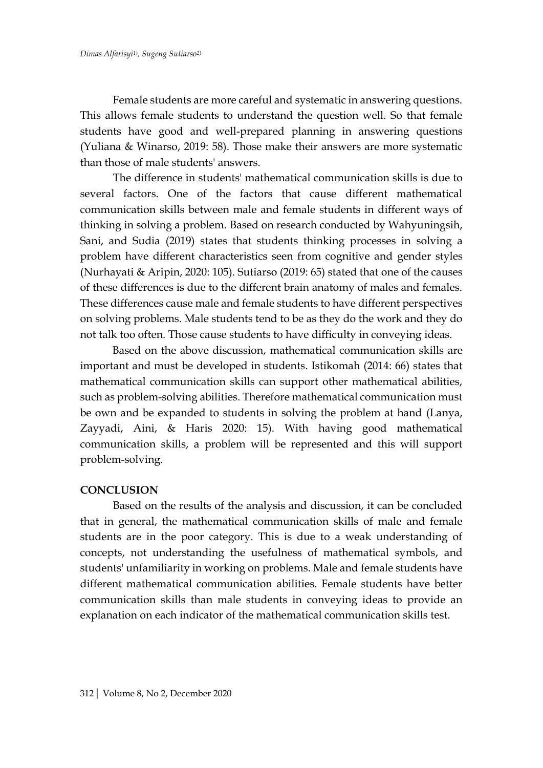Female students are more careful and systematic in answering questions. This allows female students to understand the question well. So that female students have good and well-prepared planning in answering questions (Yuliana & Winarso, 2019: 58). Those make their answers are more systematic than those of male students' answers.

The difference in students' mathematical communication skills is due to several factors. One of the factors that cause different mathematical communication skills between male and female students in different ways of thinking in solving a problem. Based on research conducted by Wahyuningsih, Sani, and Sudia (2019) states that students thinking processes in solving a problem have different characteristics seen from cognitive and gender styles (Nurhayati & Aripin, 2020: 105). Sutiarso (2019: 65) stated that one of the causes of these differences is due to the different brain anatomy of males and females. These differences cause male and female students to have different perspectives on solving problems. Male students tend to be as they do the work and they do not talk too often. Those cause students to have difficulty in conveying ideas.

Based on the above discussion, mathematical communication skills are important and must be developed in students. Istikomah (2014: 66) states that mathematical communication skills can support other mathematical abilities, such as problem-solving abilities. Therefore mathematical communication must be own and be expanded to students in solving the problem at hand (Lanya, Zayyadi, Aini, & Haris 2020: 15). With having good mathematical communication skills, a problem will be represented and this will support problem-solving.

## CONCLUSION

Based on the results of the analysis and discussion, it can be concluded that in general, the mathematical communication skills of male and female students are in the poor category. This is due to a weak understanding of concepts, not understanding the usefulness of mathematical symbols, and students' unfamiliarity in working on problems. Male and female students have different mathematical communication abilities. Female students have better communication skills than male students in conveying ideas to provide an explanation on each indicator of the mathematical communication skills test.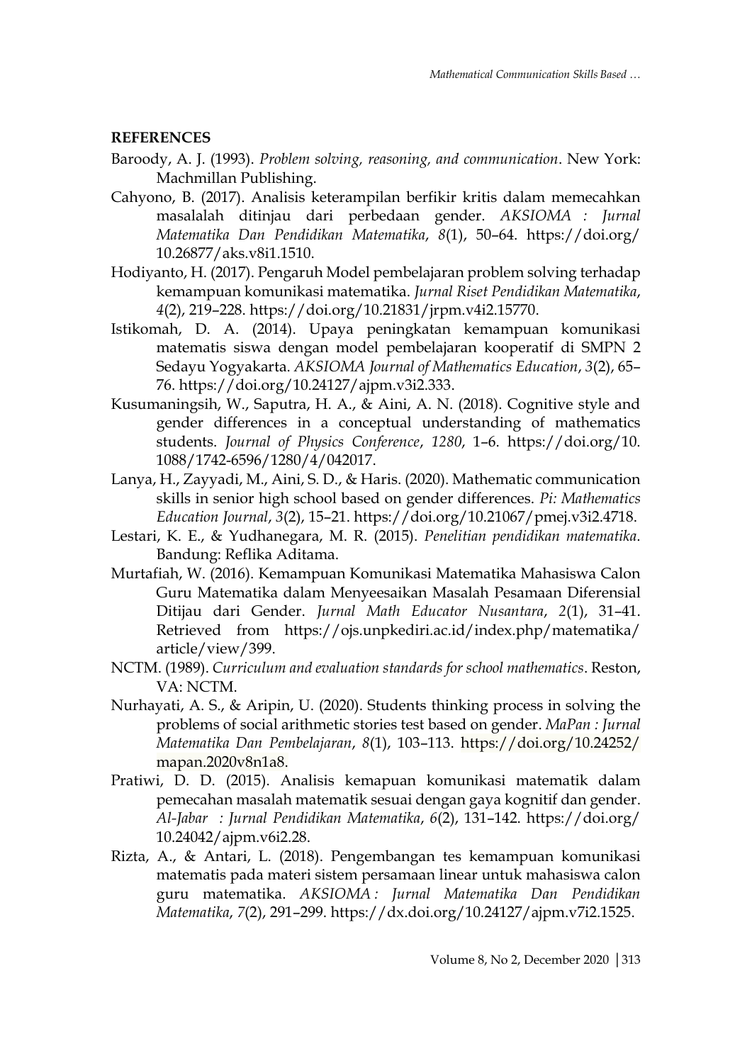## REFERENCES

Baroody, A. J. (1993). *Problem solving, reasoning, and communication*. New York: Machmillan Publishing.

Cahyono, B. (2017). Analisis keterampilan berfikir kritis dalam memecahkan masalalah ditinjau dari perbedaan gender. *AKSIOMA : Jurnal Matematika Dan Pendidikan Matematika*, *8*(1), 50–64. https://doi.org/10.26877/aks.v8i1.1510.

Hodiyanto, H. (2017). Pengaruh Model pembelajaran problem solving terhadap kemampuan komunikasi matematika. *Jurnal Riset Pendidikan Matematika*, *4*(2), 219–228. https://doi.org/10.21831/jrpm.v4i2.15770.

Istikomah, D. A. (2014). Upaya peningkatan kemampuan komunikasi matematis siswa dengan model pembelajaran kooperatif di SMPN 2 Sedayu Yogyakarta. *AKSIOMA Journal of Mathematics Education*, *3*(2), 65–76. https://doi.org/10.24127/ajpm.v3i2.333.

Kusumaningsih, W., Saputra, H. A., & Aini, A. N. (2018). Cognitive style and gender differences in a conceptual understanding of mathematics students. *Journal of Physics Conference*, *1280*, 1–6. https://doi.org/10.1088/1742-6596/1280/4/042017.

Lanya, H., Zayyadi, M., Aini, S. D., & Haris. (2020). Mathematic communication skills in senior high school based on gender differences. *Pi: Mathematics Education Journal*, *3*(2), 15–21. https://doi.org/10.21067/pmej.v3i2.4718.

Lestari, K. E., & Yudhanegara, M. R. (2015). *Penelitian pendidikan matematika*. Bandung: Reflika Aditama.

Murtafiah, W. (2016). Kemampuan Komunikasi Matematika Mahasiswa Calon Guru Matematika dalam Menyeesaikan Masalah Pesamaan Diferensial Ditijau dari Gender. *Jurnal Math Educator Nusantara*, *2*(1), 31–41. Retrieved from https://ojs.unpkediri.ac.id/index.php/matematika/article/view/399.

NCTM. (1989). *Curriculum and evaluation standards for school mathematics*. Reston, VA: NCTM.

Nurhayati, A. S., & Aripin, U. (2020). Students thinking process in solving the problems of social arithmetic stories test based on gender. *MaPan : Jurnal Matematika Dan Pembelajaran*, *8*(1), 103–113. https://doi.org/10.24252/mapan.2020v8n1a8.

Pratiwi, D. D. (2015). Analisis kemapuan komunikasi matematik dalam pemecahan masalah matematik sesuai dengan gaya kognitif dan gender. *Al-Jabar : Jurnal Pendidikan Matematika*, *6*(2), 131–142. https://doi.org/10.24042/ajpm.v6i2.28.

Rizta, A., & Antari, L. (2018). Pengembangan tes kemampuan komunikasi matematis pada materi sistem persamaan linear untuk mahasiswa calon guru matematika. *AKSIOMA : Jurnal Matematika Dan Pendidikan Matematika*, *7*(2), 291–299. https://dx.doi.org/10.24127/ajpm.v7i2.1525.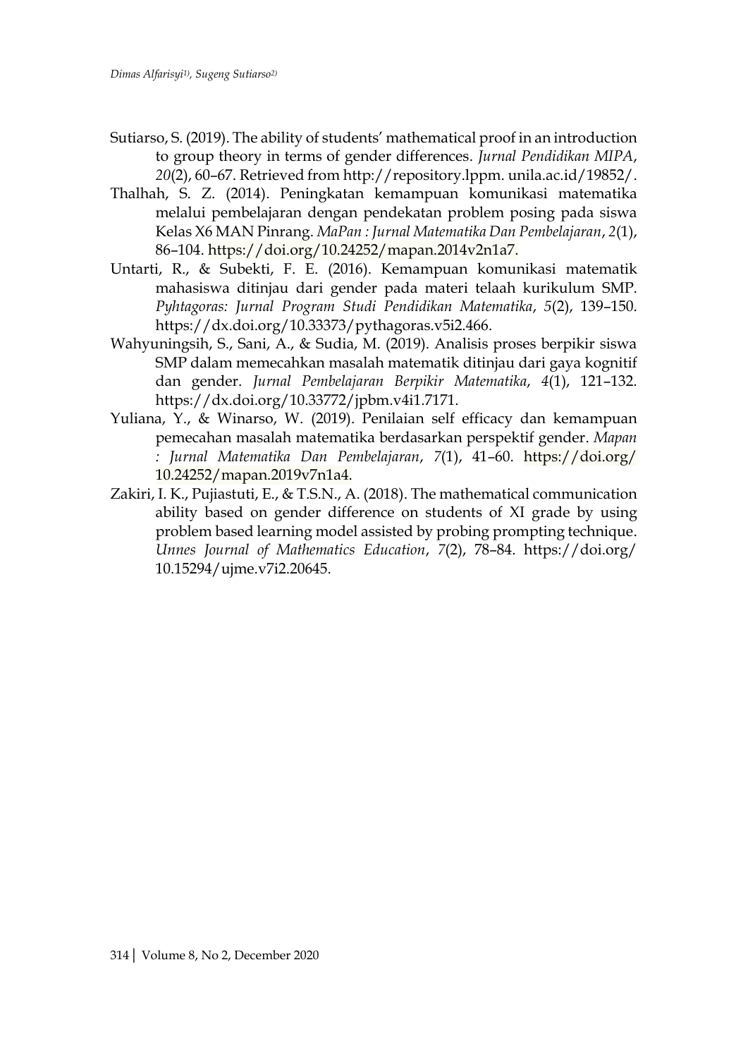Sutiarso, S. (2019). The ability of students' mathematical proof in an introduction to group theory in terms of gender differences. *Jurnal Pendidikan MIPA*, *20*(2), 60–67. Retrieved from http://repository.lppm. unila.ac.id/19852/.

Thalhah, S. Z. (2014). Peningkatan kemampuan komunikasi matematika melalui pembelajaran dengan pendekatan problem posing pada siswa Kelas X6 MAN Pinrang. *MaPan : Jurnal Matematika Dan Pembelajaran*, *2*(1), 86–104. https://doi.org/10.24252/mapan.2014v2n1a7.

Untarti, R., & Subekti, F. E. (2016). Kemampuan komunikasi matematik mahasiswa ditinjau dari gender pada materi telaah kurikulum SMP. *Pyhtagoras: Jurnal Program Studi Pendidikan Matematika*, *5*(2), 139–150. https://dx.doi.org/10.33373/pythagoras.v5i2.466.

Wahyuningsih, S., Sani, A., & Sudia, M. (2019). Analisis proses berpikir siswa SMP dalam memecahkan masalah matematik ditinjau dari gaya kognitif dan gender. *Jurnal Pembelajaran Berpikir Matematika*, *4*(1), 121–132. https://dx.doi.org/10.33772/jpbm.v4i1.7171.

Yuliana, Y., & Winarso, W. (2019). Penilaian self efficacy dan kemampuan pemecahan masalah matematika berdasarkan perspektif gender. *Mapan : Jurnal Matematika Dan Pembelajaran*, *7*(1), 41–60. https://doi.org/ 10.24252/mapan.2019v7n1a4.

Zakiri, I. K., Pujiastuti, E., & T.S.N., A. (2018). The mathematical communication ability based on gender difference on students of XI grade by using problem based learning model assisted by probing prompting technique. *Unnes Journal of Mathematics Education*, *7*(2), 78–84. https://doi.org/ 10.15294/ujme.v7i2.20645.